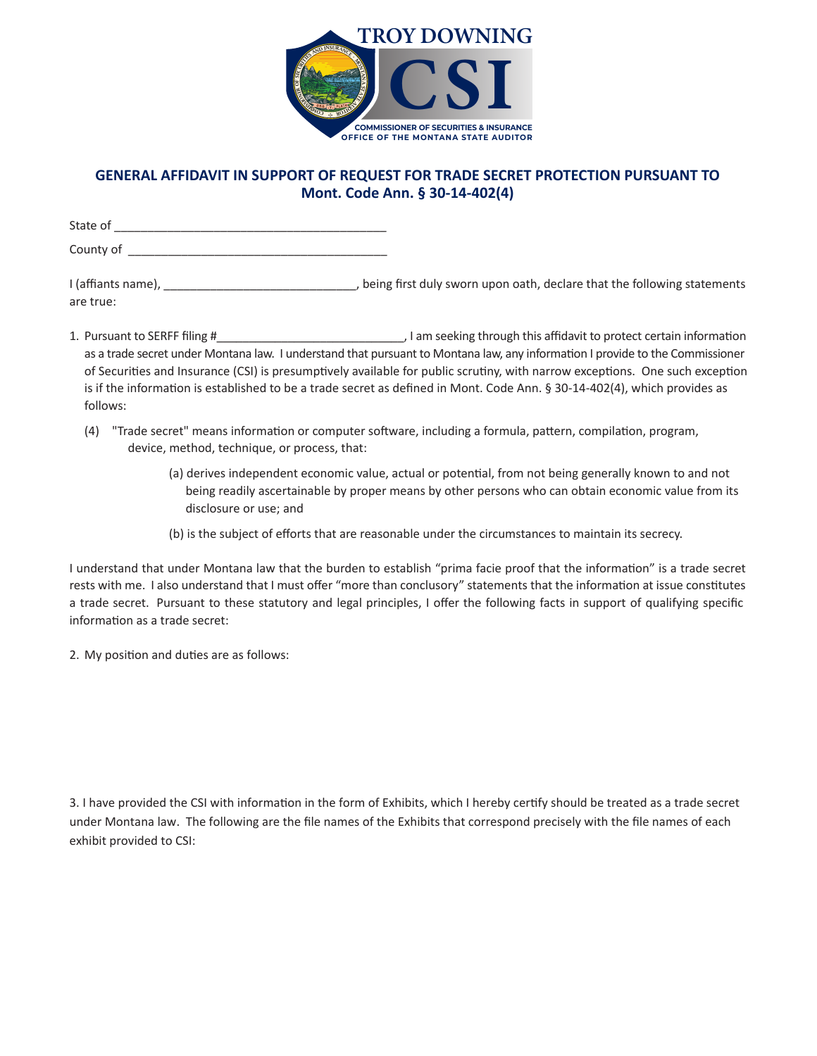TROY DOWNING

CSI

COMMISSIONER OF SECURITIES & INSURANCE
OFFICE OF THE MONTANA STATE AUDITOR

## GENERAL AFFIDAVIT IN SUPPORT OF REQUEST FOR TRADE SECRET PROTECTION PURSUANT TO Mont. Code Ann. § 30-14-402(4)

State of ________________________________________

County of ______________________________________

I (affiants name), ____________________________, being first duly sworn upon oath, declare that the following statements are true:

1. Pursuant to SERFF filing #____________________________, I am seeking through this affidavit to protect certain information as a trade secret under Montana law. I understand that pursuant to Montana law, any information I provide to the Commissioner of Securities and Insurance (CSI) is presumptively available for public scrutiny, with narrow exceptions. One such exception is if the information is established to be a trade secret as defined in Mont. Code Ann. § 30-14-402(4), which provides as follows:

   (4) "Trade secret" means information or computer software, including a formula, pattern, compilation, program, device, method, technique, or process, that:

   (a) derives independent economic value, actual or potential, from not being generally known to and not being readily ascertainable by proper means by other persons who can obtain economic value from its disclosure or use; and

   (b) is the subject of efforts that are reasonable under the circumstances to maintain its secrecy.

I understand that under Montana law that the burden to establish "prima facie proof that the information" is a trade secret rests with me. I also understand that I must offer "more than conclusory" statements that the information at issue constitutes a trade secret. Pursuant to these statutory and legal principles, I offer the following facts in support of qualifying specific information as a trade secret:

2. My position and duties are as follows:

3. I have provided the CSI with information in the form of Exhibits, which I hereby certify should be treated as a trade secret under Montana law. The following are the file names of the Exhibits that correspond precisely with the file names of each exhibit provided to CSI: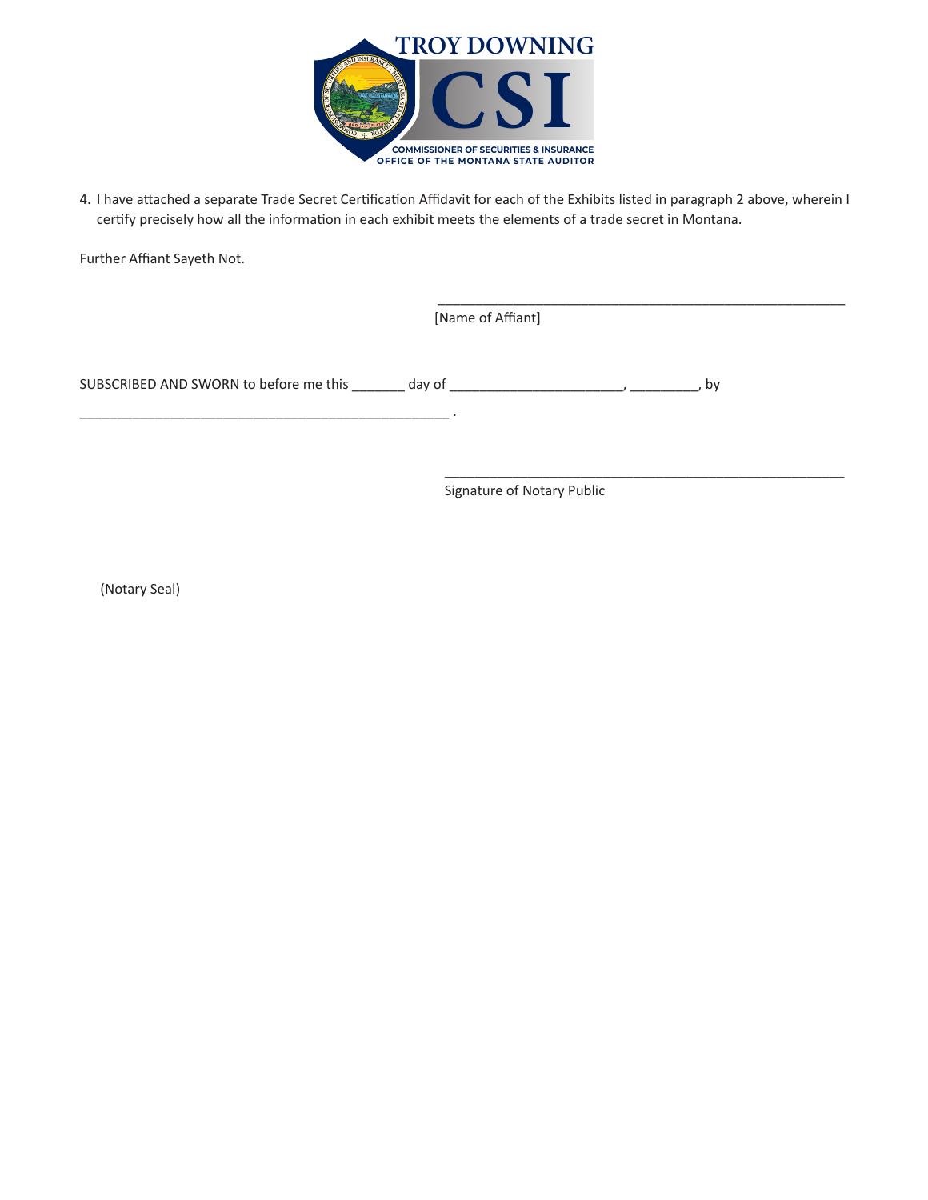4. I have attached a separate Trade Secret Certification Affidavit for each of the Exhibits listed in paragraph 2 above, wherein I certify precisely how all the information in each exhibit meets the elements of a trade secret in Montana.

Further Affiant Sayeth Not.

_______________________________________________________
[Name of Affiant]

SUBSCRIBED AND SWORN to before me this _______ day of ______________________, _________, by
_______________________________________________ .

_______________________________________________________
Signature of Notary Public

(Notary Seal)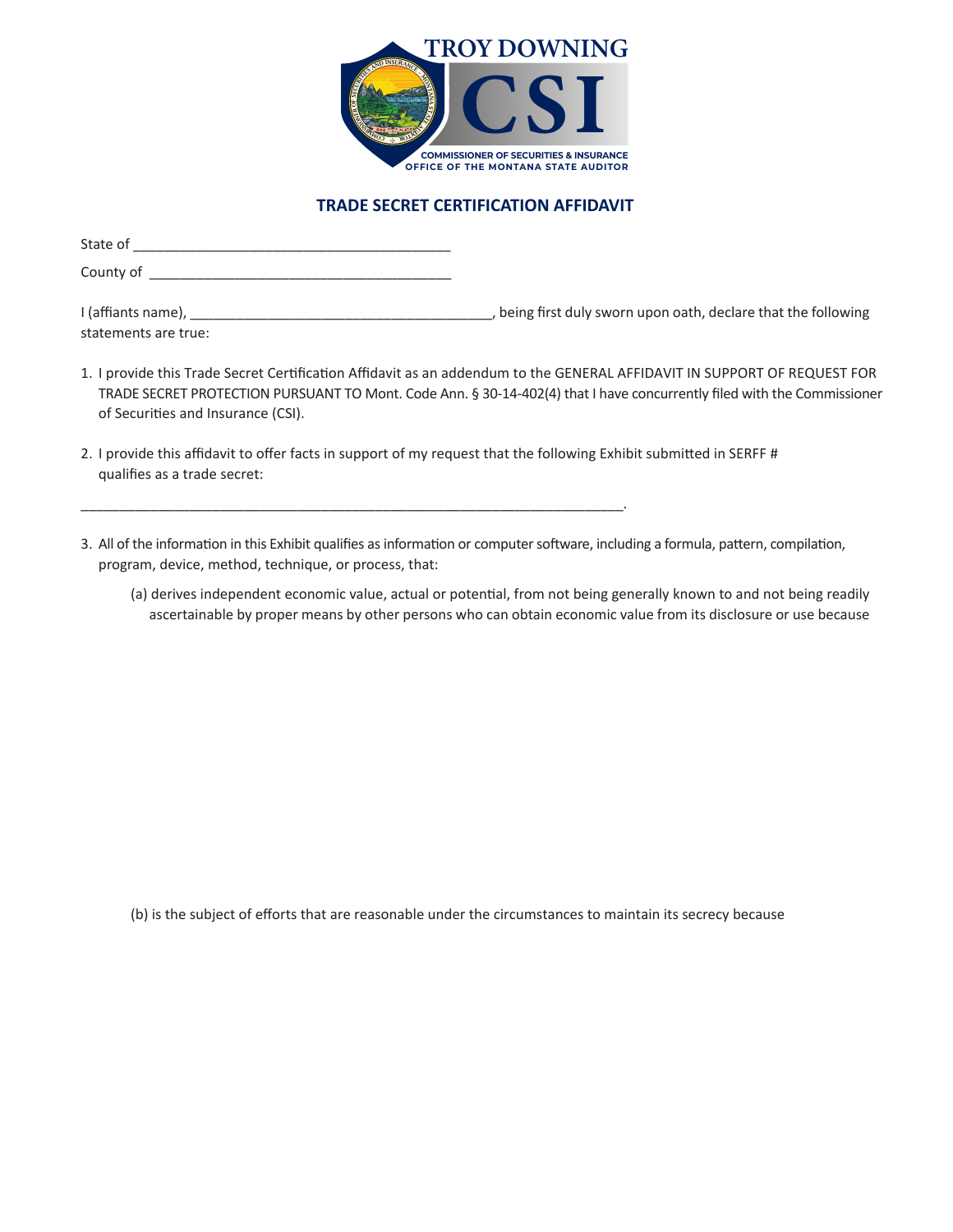TROY DOWNING

CSI

COMMISSIONER OF SECURITIES & INSURANCE
OFFICE OF THE MONTANA STATE AUDITOR

## TRADE SECRET CERTIFICATION AFFIDAVIT

State of ________________________________________

County of ______________________________________

I (affiants name), ______________________________________, being first duly sworn upon oath, declare that the following statements are true:

1. I provide this Trade Secret Certification Affidavit as an addendum to the GENERAL AFFIDAVIT IN SUPPORT OF REQUEST FOR TRADE SECRET PROTECTION PURSUANT TO Mont. Code Ann. § 30-14-402(4) that I have concurrently filed with the Commissioner of Securities and Insurance (CSI).

2. I provide this affidavit to offer facts in support of my request that the following Exhibit submitted in SERFF # qualifies as a trade secret:

_____________________________________________________________________.

3. All of the information in this Exhibit qualifies as information or computer software, including a formula, pattern, compilation, program, device, method, technique, or process, that:

   (a) derives independent economic value, actual or potential, from not being generally known to and not being readily ascertainable by proper means by other persons who can obtain economic value from its disclosure or use because

   (b) is the subject of efforts that are reasonable under the circumstances to maintain its secrecy because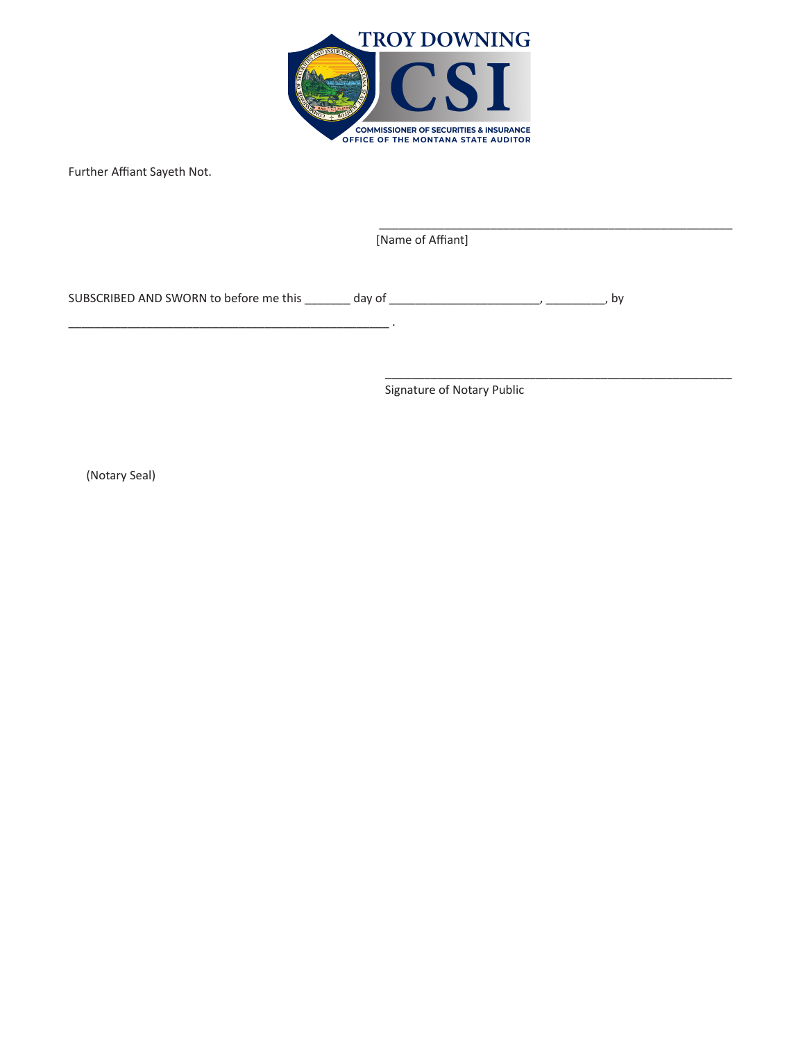Further Affiant Sayeth Not.

\_\_\_\_\_\_\_\_\_\_\_\_\_\_\_\_\_\_\_\_\_\_\_\_\_\_\_\_\_\_\_\_\_\_\_\_\_\_\_\_\_\_\_\_\_\_\_\_\_\_\_\_\_\_

[Name of Affiant]

SUBSCRIBED AND SWORN to before me this _______ day of _______________________, _________, by

_________________________________________________ .

\_\_\_\_\_\_\_\_\_\_\_\_\_\_\_\_\_\_\_\_\_\_\_\_\_\_\_\_\_\_\_\_\_\_\_\_\_\_\_\_\_\_\_\_\_\_\_\_\_\_\_\_\_\_

Signature of Notary Public

(Notary Seal)